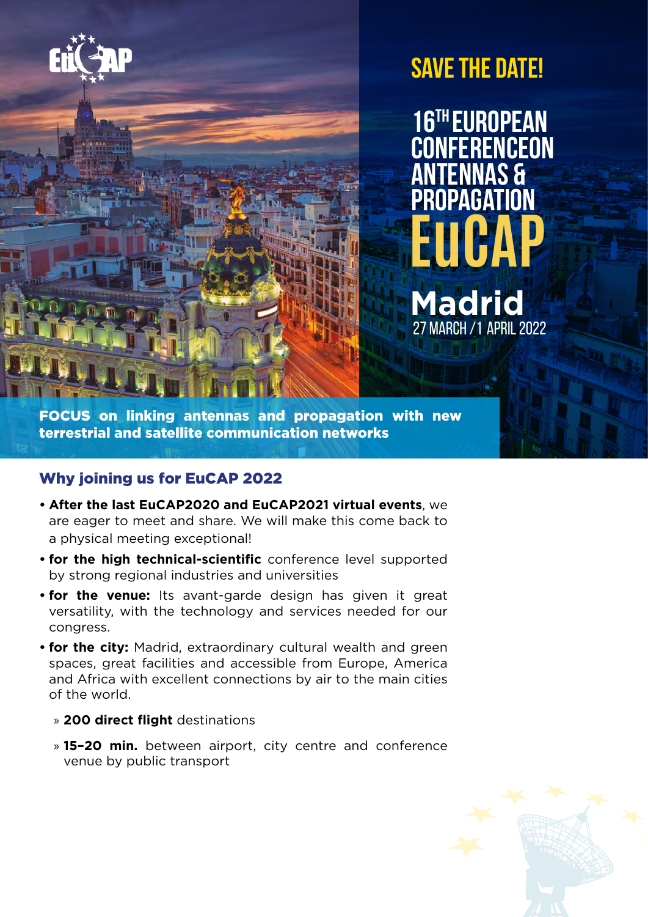SAVE THE DATE!

# 16TH EUROPEAN CONFERENCEON ANTENNAS & PROPAGATION EuCAP

## Madrid

27 MARCH / 1 APRIL 2022

**FOCUS on linking antennas and propagation with new terrestrial and satellite communication networks**

## Why joining us for EuCAP 2022

- **After the last EuCAP2020 and EuCAP2021 virtual events**, we are eager to meet and share. We will make this come back to a physical meeting exceptional!
- **for the high technical-scientific** conference level supported by strong regional industries and universities
- **for the venue:** Its avant-garde design has given it great versatility, with the technology and services needed for our congress.
- **for the city:** Madrid, extraordinary cultural wealth and green spaces, great facilities and accessible from Europe, America and Africa with excellent connections by air to the main cities of the world.
  - **200 direct flight** destinations
  - **15–20 min.** between airport, city centre and conference venue by public transport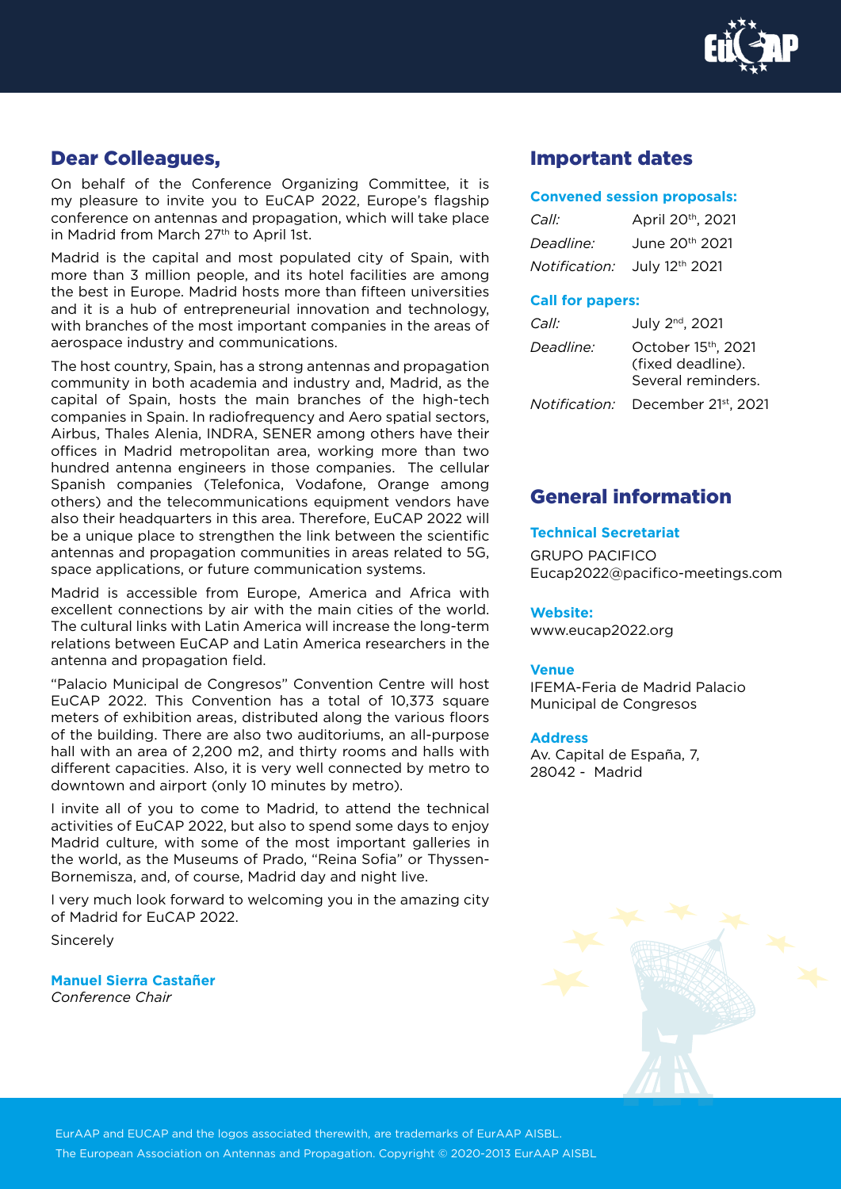## Dear Colleagues,

On behalf of the Conference Organizing Committee, it is my pleasure to invite you to EuCAP 2022, Europe's flagship conference on antennas and propagation, which will take place in Madrid from March 27th to April 1st.

Madrid is the capital and most populated city of Spain, with more than 3 million people, and its hotel facilities are among the best in Europe. Madrid hosts more than fifteen universities and it is a hub of entrepreneurial innovation and technology, with branches of the most important companies in the areas of aerospace industry and communications.

The host country, Spain, has a strong antennas and propagation community in both academia and industry and, Madrid, as the capital of Spain, hosts the main branches of the high-tech companies in Spain. In radiofrequency and Aero spatial sectors, Airbus, Thales Alenia, INDRA, SENER among others have their offices in Madrid metropolitan area, working more than two hundred antenna engineers in those companies. The cellular Spanish companies (Telefonica, Vodafone, Orange among others) and the telecommunications equipment vendors have also their headquarters in this area. Therefore, EuCAP 2022 will be a unique place to strengthen the link between the scientific antennas and propagation communities in areas related to 5G, space applications, or future communication systems.

Madrid is accessible from Europe, America and Africa with excellent connections by air with the main cities of the world. The cultural links with Latin America will increase the long-term relations between EuCAP and Latin America researchers in the antenna and propagation field.

"Palacio Municipal de Congresos" Convention Centre will host EuCAP 2022. This Convention has a total of 10,373 square meters of exhibition areas, distributed along the various floors of the building. There are also two auditoriums, an all-purpose hall with an area of 2,200 m2, and thirty rooms and halls with different capacities. Also, it is very well connected by metro to downtown and airport (only 10 minutes by metro).

I invite all of you to come to Madrid, to attend the technical activities of EuCAP 2022, but also to spend some days to enjoy Madrid culture, with some of the most important galleries in the world, as the Museums of Prado, "Reina Sofia" or Thyssen-Bornemisza, and, of course, Madrid day and night live.

I very much look forward to welcoming you in the amazing city of Madrid for EuCAP 2022.

Sincerely

**Manuel Sierra Castañer**
*Conference Chair*

## Important dates

**Convened session proposals:**

| | |
|---|---|
| *Call:* | April 20th, 2021 |
| *Deadline:* | June 20th 2021 |
| *Notification:* | July 12th 2021 |

**Call for papers:**

| | |
|---|---|
| *Call:* | July 2nd, 2021 |
| *Deadline:* | October 15th, 2021 (fixed deadline). Several reminders. |
| *Notification:* | December 21st, 2021 |

## General information

**Technical Secretariat**
GRUPO PACIFICO
Eucap2022@pacifico-meetings.com

**Website:**
www.eucap2022.org

**Venue**
IFEMA-Feria de Madrid Palacio Municipal de Congresos

**Address**
Av. Capital de España, 7,
28042 - Madrid

EurAAP and EUCAP and the logos associated therewith, are trademarks of EurAAP AISBL.
The European Association on Antennas and Propagation. Copyright © 2020-2013 EurAAP AISBL